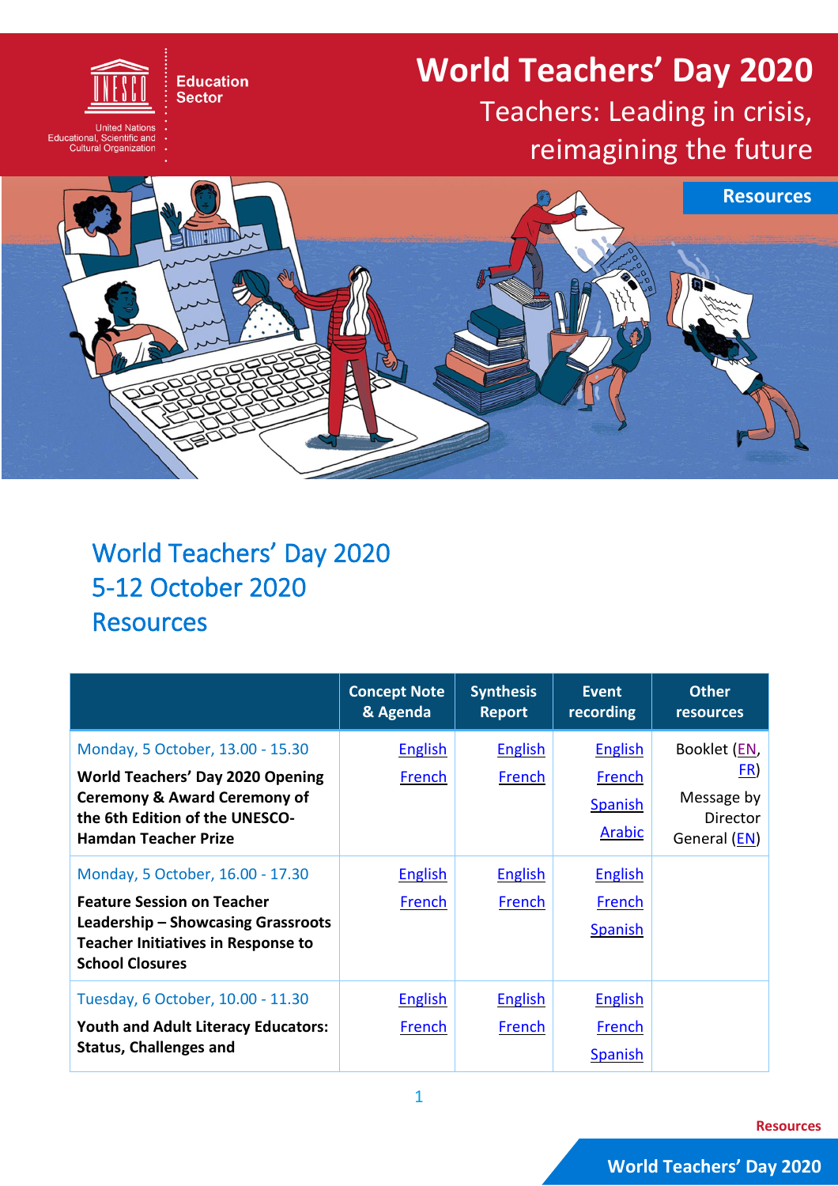# World Teachers' Day 2020

Teachers: Leading in crisis, reimagining the future

Education Sector

United Nations Educational, Scientific and Cultural Organization

Resources

## World Teachers' Day 2020
## 5-12 October 2020
## Resources

| | Concept Note & Agenda | Synthesis Report | Event recording | Other resources |
|---|---|---|---|---|
| Monday, 5 October, 13.00 - 15.30<br>**World Teachers' Day 2020 Opening Ceremony & Award Ceremony of the 6th Edition of the UNESCO-Hamdan Teacher Prize** | English<br>French | English<br>French | English<br>French<br>Spanish<br>Arabic | Booklet (EN, FR)<br>Message by Director General (EN) |
| Monday, 5 October, 16.00 - 17.30<br>**Feature Session on Teacher Leadership – Showcasing Grassroots Teacher Initiatives in Response to School Closures** | English<br>French | English<br>French | English<br>French<br>Spanish | |
| Tuesday, 6 October, 10.00 - 11.30<br>**Youth and Adult Literacy Educators: Status, Challenges and** | English<br>French | English<br>French | English<br>French<br>Spanish | |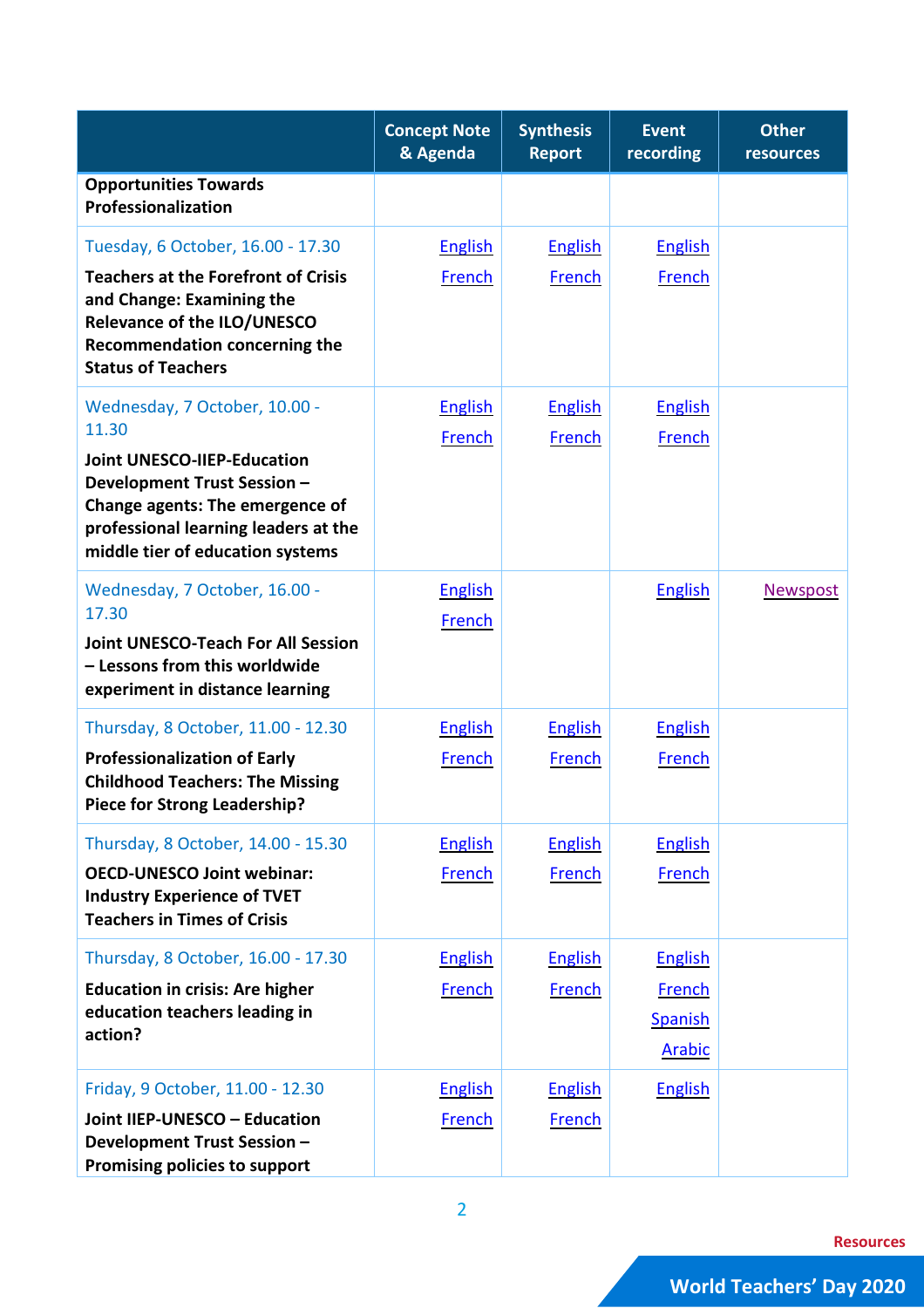| | Concept Note & Agenda | Synthesis Report | Event recording | Other resources |
|---|---|---|---|---|
| **Opportunities Towards Professionalization** | | | | |
| Tuesday, 6 October, 16.00 - 17.30<br>**Teachers at the Forefront of Crisis and Change: Examining the Relevance of the ILO/UNESCO Recommendation concerning the Status of Teachers** | English<br>French | English<br>French | English<br>French | |
| Wednesday, 7 October, 10.00 - 11.30<br>**Joint UNESCO-IIEP-Education Development Trust Session – Change agents: The emergence of professional learning leaders at the middle tier of education systems** | English<br>French | English<br>French | English<br>French | |
| Wednesday, 7 October, 16.00 - 17.30<br>**Joint UNESCO-Teach For All Session – Lessons from this worldwide experiment in distance learning** | English<br>French | | English | Newspost |
| Thursday, 8 October, 11.00 - 12.30<br>**Professionalization of Early Childhood Teachers: The Missing Piece for Strong Leadership?** | English<br>French | English<br>French | English<br>French | |
| Thursday, 8 October, 14.00 - 15.30<br>**OECD-UNESCO Joint webinar: Industry Experience of TVET Teachers in Times of Crisis** | English<br>French | English<br>French | English<br>French | |
| Thursday, 8 October, 16.00 - 17.30<br>**Education in crisis: Are higher education teachers leading in action?** | English<br>French | English<br>French | English<br>French<br>Spanish<br>Arabic | |
| Friday, 9 October, 11.00 - 12.30<br>**Joint IIEP-UNESCO – Education Development Trust Session – Promising policies to support** | English<br>French | English<br>French | English | |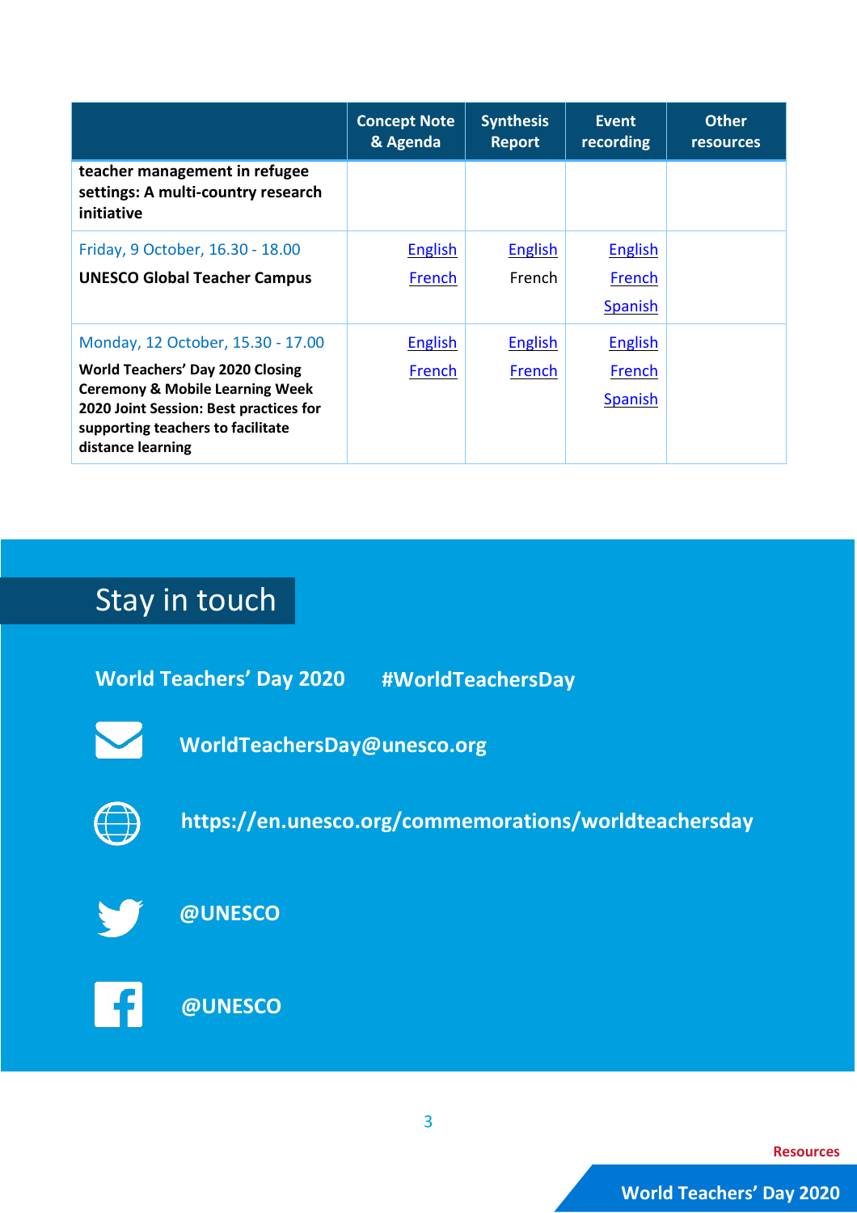| | Concept Note & Agenda | Synthesis Report | Event recording | Other resources |
|---|---|---|---|---|
| **teacher management in refugee settings: A multi-country research initiative** | | | | |
| Friday, 9 October, 16.30 - 18.00<br>**UNESCO Global Teacher Campus** | English<br>French | English<br>French | English<br>French<br>Spanish | |
| Monday, 12 October, 15.30 - 17.00<br>**World Teachers' Day 2020 Closing Ceremony & Mobile Learning Week 2020 Joint Session: Best practices for supporting teachers to facilitate distance learning** | English<br>French | English<br>French | English<br>French<br>Spanish | |

## Stay in touch

**World Teachers' Day 2020** **#WorldTeachersDay**

**WorldTeachersDay@unesco.org**

**https://en.unesco.org/commemorations/worldteachersday**

**@UNESCO**

**@UNESCO**